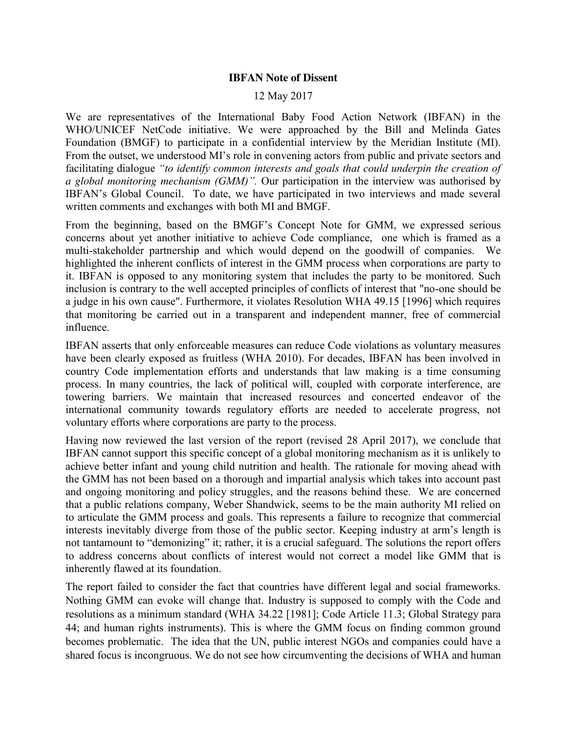**IBFAN Note of Dissent**

12 May 2017

We are representatives of the International Baby Food Action Network (IBFAN) in the WHO/UNICEF NetCode initiative. We were approached by the Bill and Melinda Gates Foundation (BMGF) to participate in a confidential interview by the Meridian Institute (MI). From the outset, we understood MI's role in convening actors from public and private sectors and facilitating dialogue *"to identify common interests and goals that could underpin the creation of a global monitoring mechanism (GMM)".* Our participation in the interview was authorised by IBFAN's Global Council. To date, we have participated in two interviews and made several written comments and exchanges with both MI and BMGF.

From the beginning, based on the BMGF's Concept Note for GMM, we expressed serious concerns about yet another initiative to achieve Code compliance, one which is framed as a multi-stakeholder partnership and which would depend on the goodwill of companies. We highlighted the inherent conflicts of interest in the GMM process when corporations are party to it. IBFAN is opposed to any monitoring system that includes the party to be monitored. Such inclusion is contrary to the well accepted principles of conflicts of interest that "no-one should be a judge in his own cause". Furthermore, it violates Resolution WHA 49.15 [1996] which requires that monitoring be carried out in a transparent and independent manner, free of commercial influence.

IBFAN asserts that only enforceable measures can reduce Code violations as voluntary measures have been clearly exposed as fruitless (WHA 2010). For decades, IBFAN has been involved in country Code implementation efforts and understands that law making is a time consuming process. In many countries, the lack of political will, coupled with corporate interference, are towering barriers. We maintain that increased resources and concerted endeavor of the international community towards regulatory efforts are needed to accelerate progress, not voluntary efforts where corporations are party to the process.

Having now reviewed the last version of the report (revised 28 April 2017), we conclude that IBFAN cannot support this specific concept of a global monitoring mechanism as it is unlikely to achieve better infant and young child nutrition and health. The rationale for moving ahead with the GMM has not been based on a thorough and impartial analysis which takes into account past and ongoing monitoring and policy struggles, and the reasons behind these. We are concerned that a public relations company, Weber Shandwick, seems to be the main authority MI relied on to articulate the GMM process and goals. This represents a failure to recognize that commercial interests inevitably diverge from those of the public sector. Keeping industry at arm's length is not tantamount to "demonizing" it; rather, it is a crucial safeguard. The solutions the report offers to address concerns about conflicts of interest would not correct a model like GMM that is inherently flawed at its foundation.

The report failed to consider the fact that countries have different legal and social frameworks. Nothing GMM can evoke will change that. Industry is supposed to comply with the Code and resolutions as a minimum standard (WHA 34.22 [1981]; Code Article 11.3; Global Strategy para 44; and human rights instruments). This is where the GMM focus on finding common ground becomes problematic. The idea that the UN, public interest NGOs and companies could have a shared focus is incongruous. We do not see how circumventing the decisions of WHA and human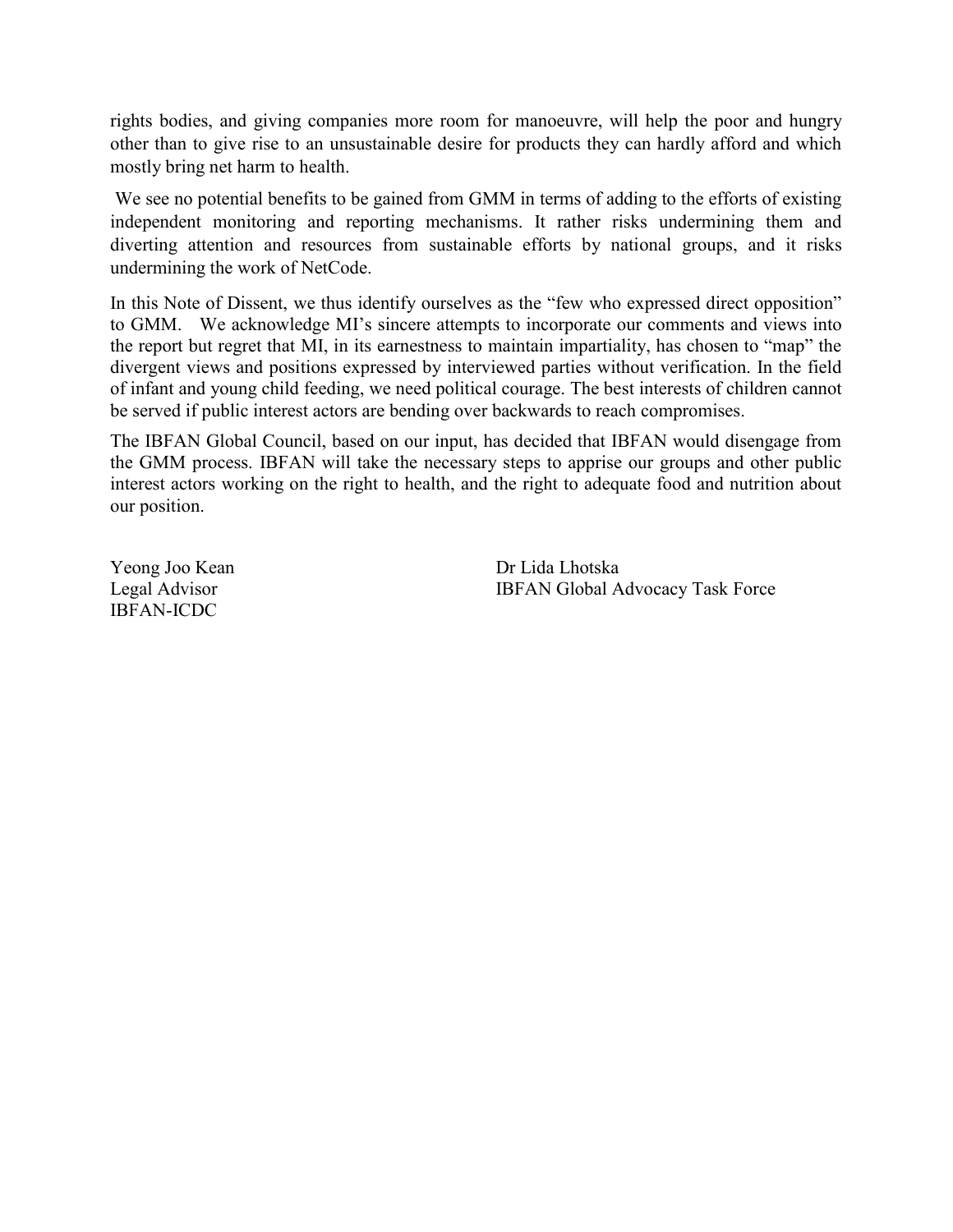rights bodies, and giving companies more room for manoeuvre, will help the poor and hungry other than to give rise to an unsustainable desire for products they can hardly afford and which mostly bring net harm to health.

We see no potential benefits to be gained from GMM in terms of adding to the efforts of existing independent monitoring and reporting mechanisms. It rather risks undermining them and diverting attention and resources from sustainable efforts by national groups, and it risks undermining the work of NetCode.

In this Note of Dissent, we thus identify ourselves as the "few who expressed direct opposition" to GMM. We acknowledge MI's sincere attempts to incorporate our comments and views into the report but regret that MI, in its earnestness to maintain impartiality, has chosen to "map" the divergent views and positions expressed by interviewed parties without verification. In the field of infant and young child feeding, we need political courage. The best interests of children cannot be served if public interest actors are bending over backwards to reach compromises.

The IBFAN Global Council, based on our input, has decided that IBFAN would disengage from the GMM process. IBFAN will take the necessary steps to apprise our groups and other public interest actors working on the right to health, and the right to adequate food and nutrition about our position.

Yeong Joo Kean
Legal Advisor
IBFAN-ICDC

Dr Lida Lhotska
IBFAN Global Advocacy Task Force